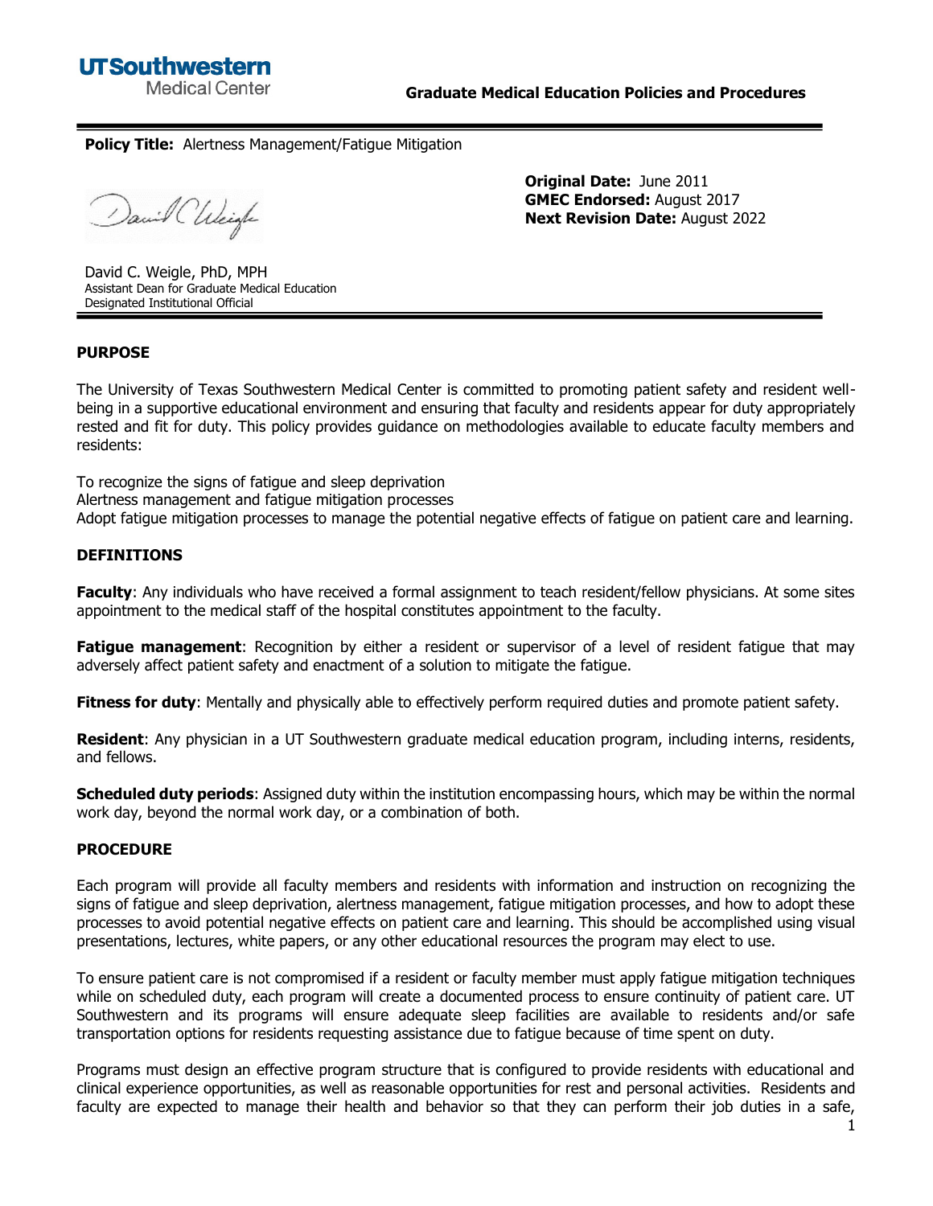**UTSouthwestern**
Medical Center

**Graduate Medical Education Policies and Procedures**

---

**Policy Title:** Alertness Management/Fatigue Mitigation

**Original Date:** June 2011
**GMEC Endorsed:** August 2017
**Next Revision Date:** August 2022

David C. Weigle, PhD, MPH
Assistant Dean for Graduate Medical Education
Designated Institutional Official

---

## PURPOSE

The University of Texas Southwestern Medical Center is committed to promoting patient safety and resident well-being in a supportive educational environment and ensuring that faculty and residents appear for duty appropriately rested and fit for duty. This policy provides guidance on methodologies available to educate faculty members and residents:

To recognize the signs of fatigue and sleep deprivation
Alertness management and fatigue mitigation processes
Adopt fatigue mitigation processes to manage the potential negative effects of fatigue on patient care and learning.

## DEFINITIONS

**Faculty**: Any individuals who have received a formal assignment to teach resident/fellow physicians. At some sites appointment to the medical staff of the hospital constitutes appointment to the faculty.

**Fatigue management**: Recognition by either a resident or supervisor of a level of resident fatigue that may adversely affect patient safety and enactment of a solution to mitigate the fatigue.

**Fitness for duty**: Mentally and physically able to effectively perform required duties and promote patient safety.

**Resident**: Any physician in a UT Southwestern graduate medical education program, including interns, residents, and fellows.

**Scheduled duty periods**: Assigned duty within the institution encompassing hours, which may be within the normal work day, beyond the normal work day, or a combination of both.

## PROCEDURE

Each program will provide all faculty members and residents with information and instruction on recognizing the signs of fatigue and sleep deprivation, alertness management, fatigue mitigation processes, and how to adopt these processes to avoid potential negative effects on patient care and learning. This should be accomplished using visual presentations, lectures, white papers, or any other educational resources the program may elect to use.

To ensure patient care is not compromised if a resident or faculty member must apply fatigue mitigation techniques while on scheduled duty, each program will create a documented process to ensure continuity of patient care. UT Southwestern and its programs will ensure adequate sleep facilities are available to residents and/or safe transportation options for residents requesting assistance due to fatigue because of time spent on duty.

Programs must design an effective program structure that is configured to provide residents with educational and clinical experience opportunities, as well as reasonable opportunities for rest and personal activities. Residents and faculty are expected to manage their health and behavior so that they can perform their job duties in a safe,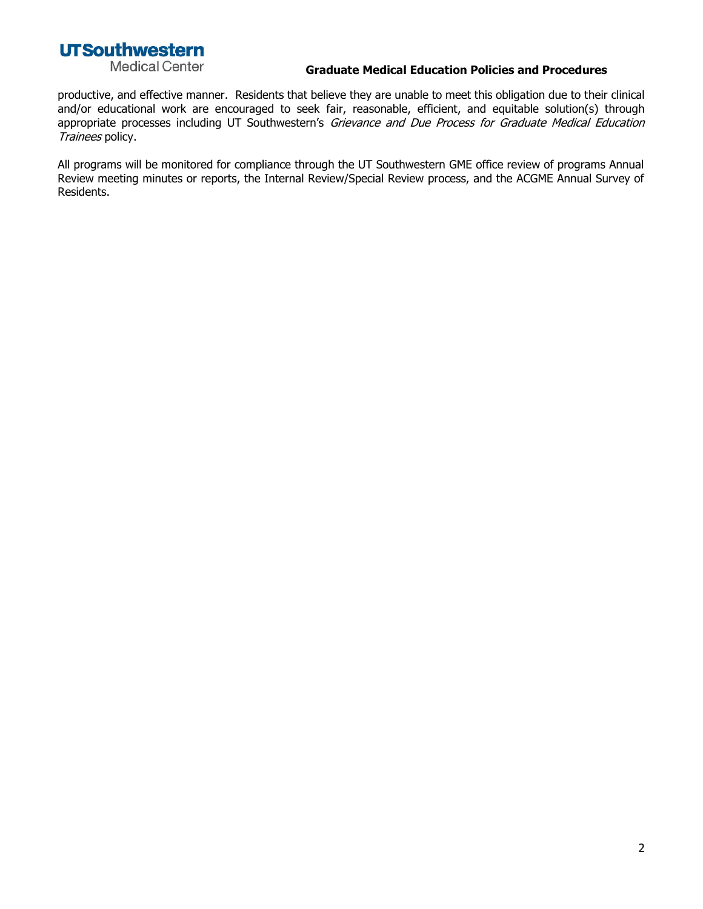productive, and effective manner. Residents that believe they are unable to meet this obligation due to their clinical and/or educational work are encouraged to seek fair, reasonable, efficient, and equitable solution(s) through appropriate processes including UT Southwestern's *Grievance and Due Process for Graduate Medical Education Trainees* policy.

All programs will be monitored for compliance through the UT Southwestern GME office review of programs Annual Review meeting minutes or reports, the Internal Review/Special Review process, and the ACGME Annual Survey of Residents.